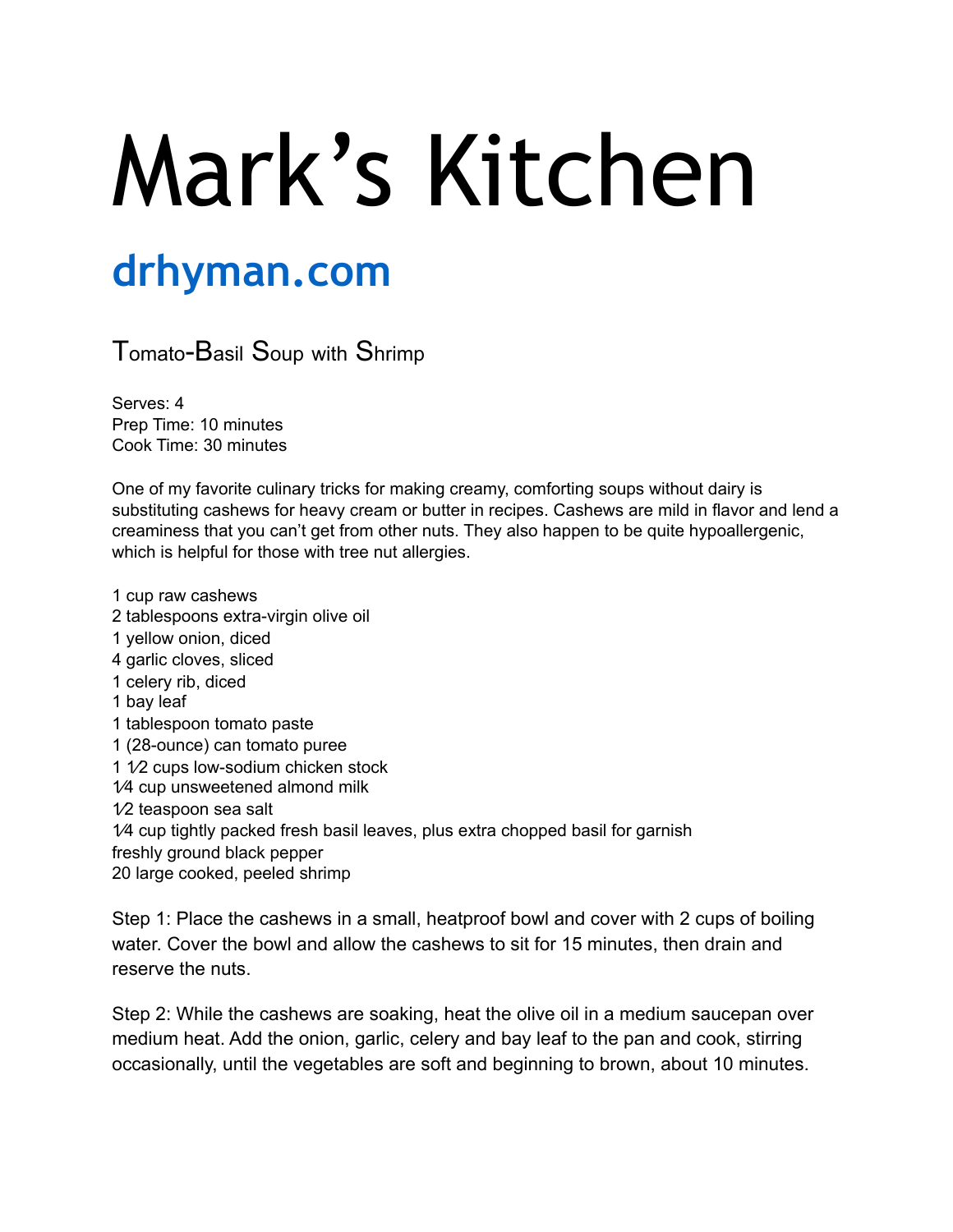# Mark's Kitchen

## drhyman.com

### Tomato-Basil Soup with Shrimp

Serves: 4
Prep Time: 10 minutes
Cook Time: 30 minutes

One of my favorite culinary tricks for making creamy, comforting soups without dairy is substituting cashews for heavy cream or butter in recipes. Cashews are mild in flavor and lend a creaminess that you can't get from other nuts. They also happen to be quite hypoallergenic, which is helpful for those with tree nut allergies.

1 cup raw cashews
2 tablespoons extra-virgin olive oil
1 yellow onion, diced
4 garlic cloves, sliced
1 celery rib, diced
1 bay leaf
1 tablespoon tomato paste
1 (28-ounce) can tomato puree
1 1⁄2 cups low-sodium chicken stock
1⁄4 cup unsweetened almond milk
1⁄2 teaspoon sea salt
1⁄4 cup tightly packed fresh basil leaves, plus extra chopped basil for garnish
freshly ground black pepper
20 large cooked, peeled shrimp

Step 1: Place the cashews in a small, heatproof bowl and cover with 2 cups of boiling water. Cover the bowl and allow the cashews to sit for 15 minutes, then drain and reserve the nuts.

Step 2: While the cashews are soaking, heat the olive oil in a medium saucepan over medium heat. Add the onion, garlic, celery and bay leaf to the pan and cook, stirring occasionally, until the vegetables are soft and beginning to brown, about 10 minutes.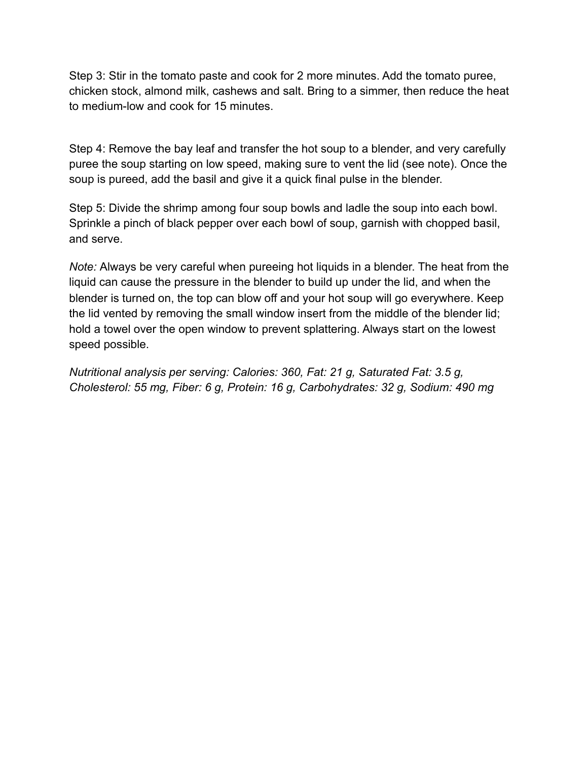Step 3: Stir in the tomato paste and cook for 2 more minutes. Add the tomato puree, chicken stock, almond milk, cashews and salt. Bring to a simmer, then reduce the heat to medium-low and cook for 15 minutes.

Step 4: Remove the bay leaf and transfer the hot soup to a blender, and very carefully puree the soup starting on low speed, making sure to vent the lid (see note). Once the soup is pureed, add the basil and give it a quick final pulse in the blender.

Step 5: Divide the shrimp among four soup bowls and ladle the soup into each bowl. Sprinkle a pinch of black pepper over each bowl of soup, garnish with chopped basil, and serve.

*Note:* Always be very careful when pureeing hot liquids in a blender. The heat from the liquid can cause the pressure in the blender to build up under the lid, and when the blender is turned on, the top can blow off and your hot soup will go everywhere. Keep the lid vented by removing the small window insert from the middle of the blender lid; hold a towel over the open window to prevent splattering. Always start on the lowest speed possible.

*Nutritional analysis per serving: Calories: 360, Fat: 21 g, Saturated Fat: 3.5 g, Cholesterol: 55 mg, Fiber: 6 g, Protein: 16 g, Carbohydrates: 32 g, Sodium: 490 mg*